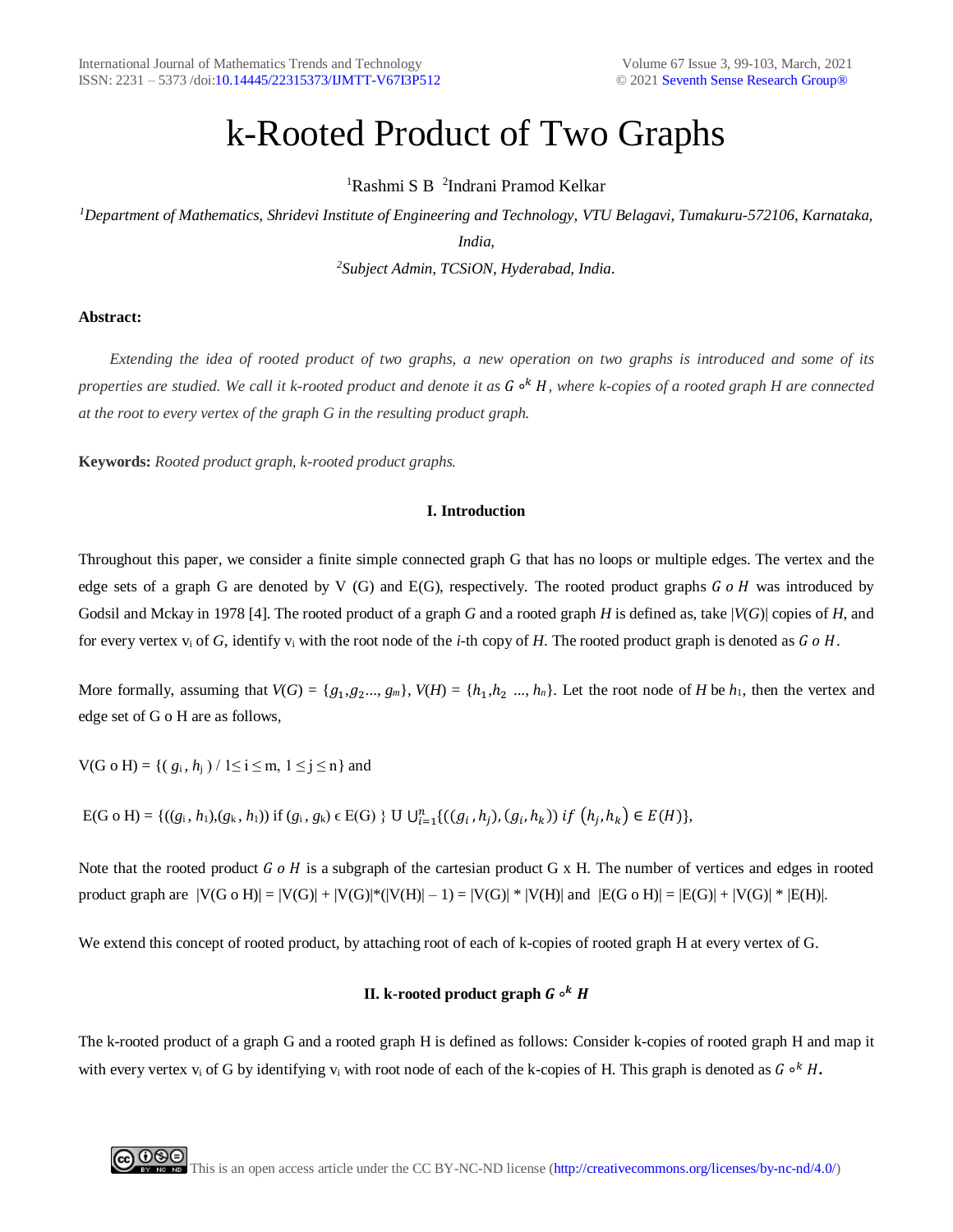# k-Rooted Product of Two Graphs

[1]Rashmi S B [2]Indrani Pramod Kelkar

[1]*Department of Mathematics, Shridevi Institute of Engineering and Technology, VTU Belagavi, Tumakuru-572106, Karnataka, India,*

[2]*Subject Admin, TCSiON, Hyderabad, India.*

**Abstract:**

*Extending the idea of rooted product of two graphs, a new operation on two graphs is introduced and some of its properties are studied. We call it k-rooted product and denote it as $G \circ^k H$, where k-copies of a rooted graph H are connected at the root to every vertex of the graph G in the resulting product graph.*

**Keywords:** *Rooted product graph, k-rooted product graphs.*

## I. Introduction

Throughout this paper, we consider a finite simple connected graph G that has no loops or multiple edges. The vertex and the edge sets of a graph G are denoted by V (G) and E(G), respectively. The rooted product graphs $G\ o\ H$ was introduced by Godsil and Mckay in 1978 [4]. The rooted product of a graph *G* and a rooted graph *H* is defined as, take $|V(G)|$ copies of *H*, and for every vertex $v_i$ of *G*, identify $v_i$ with the root node of the *i*-th copy of *H*. The rooted product graph is denoted as $G\ o\ H$.

More formally, assuming that $V(G) = \{g_1, g_2 ..., g_m\}$, $V(H) = \{h_1, h_2\ ..., h_n\}$. Let the root node of *H* be $h_1$, then the vertex and edge set of G o H are as follows,

$V(G\ o\ H) = \{(g_i, h_j) / 1 \le i \le m, 1 \le j \le n\}$ and

$E(G\ o\ H) = \{((g_i, h_1),(g_k, h_1))$ if $(g_i, g_k) \in E(G)\} \cup \bigcup_{i=1}^{n}\{((g_i, h_j),(g_i, h_k))\ if\ (h_j, h_k) \in E(H)\}$,

Note that the rooted product $G\ o\ H$ is a subgraph of the cartesian product G x H. The number of vertices and edges in rooted product graph are $|V(G\ o\ H)| = |V(G)| + |V(G)|*(|V(H)| - 1) = |V(G)| * |V(H)|$ and $|E(G\ o\ H)| = |E(G)| + |V(G)| * |E(H)|$.

We extend this concept of rooted product, by attaching root of each of k-copies of rooted graph H at every vertex of G.

## II. k-rooted product graph $G \circ^k H$

The k-rooted product of a graph G and a rooted graph H is defined as follows: Consider k-copies of rooted graph H and map it with every vertex $v_i$ of G by identifying $v_i$ with root node of each of the k-copies of H. This graph is denoted as $G \circ^k H$.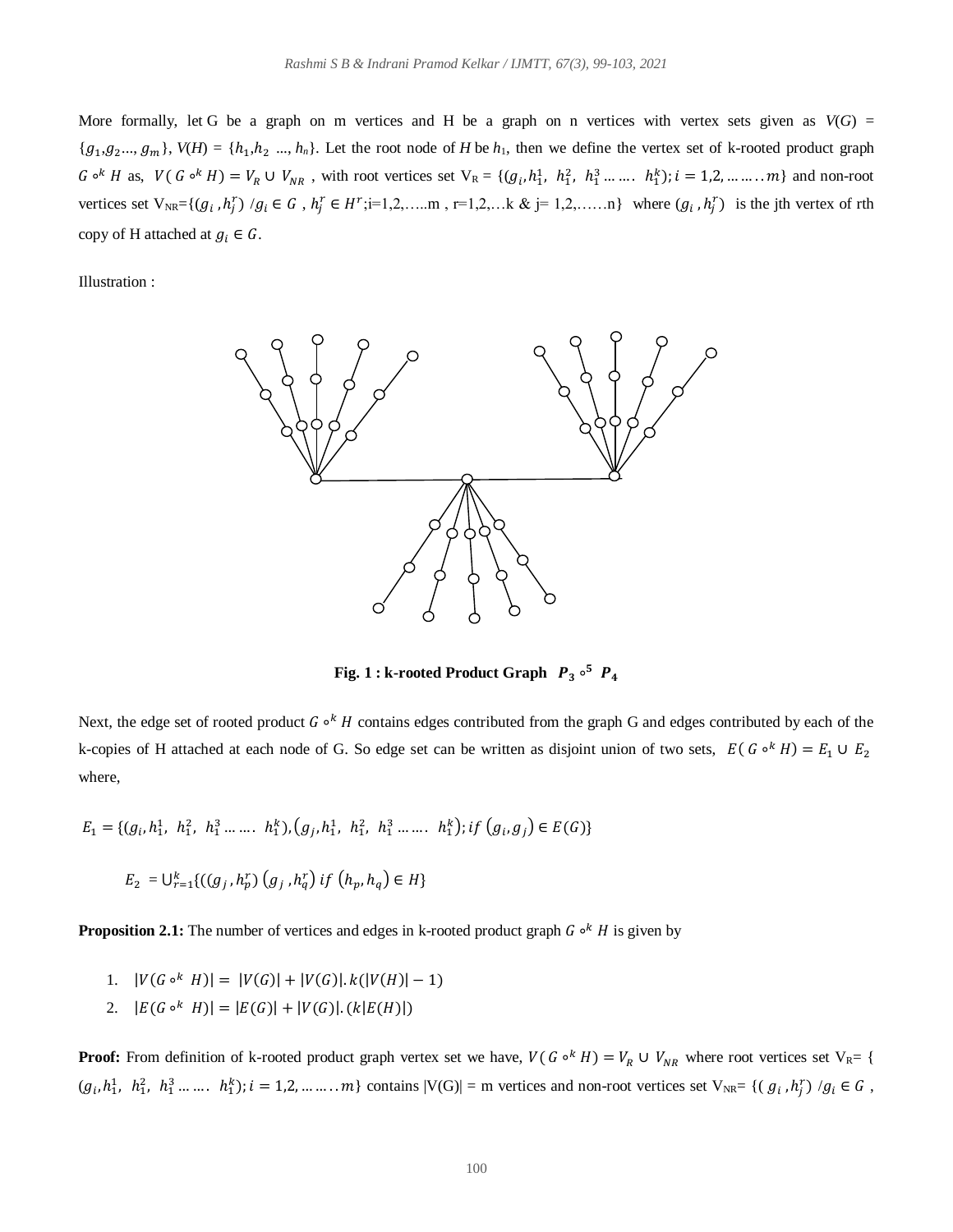More formally, let G be a graph on m vertices and H be a graph on n vertices with vertex sets given as $V(G) = \{g_1, g_2 ..., g_m\}$, $V(H) = \{h_1, h_2 ..., h_n\}$. Let the root node of $H$ be $h_1$, then we define the vertex set of k-rooted product graph $G \circ^k H$ as, $V(G \circ^k H) = V_R \cup V_{NR}$ , with root vertices set $V_R = \{(g_i, h_1^1, h_1^2, h_1^3 ....... h_1^k); i = 1,2, ........m\}$ and non-root vertices set $V_{NR}=\{(g_i, h_j^r) / g_i \in G, h_j^r \in H^r; i=1,2,.....m, r=1,2,...k \; \& \; j= 1,2,......n\}$ where $(g_i, h_j^r)$ is the jth vertex of rth copy of H attached at $g_i \in G$.

Illustration :

**Fig. 1 : k-rooted Product Graph $P_3 \circ^5 P_4$**

Next, the edge set of rooted product $G \circ^k H$ contains edges contributed from the graph G and edges contributed by each of the k-copies of H attached at each node of G. So edge set can be written as disjoint union of two sets, $E(G \circ^k H) = E_1 \cup E_2$ where,

$$E_1 = \{(g_i, h_1^1, h_1^2, h_1^3 ....... h_1^k), (g_j, h_1^1, h_1^2, h_1^3 ....... h_1^k); if \; (g_i, g_j) \in E(G)\}$$

$$E_2 = \cup_{r=1}^{k} \{((g_j, h_p^r) \, (g_j, h_q^r) \; if \; (h_p, h_q) \in H\}$$

**Proposition 2.1:** The number of vertices and edges in k-rooted product graph $G \circ^k H$ is given by

1. $|V(G \circ^k H)| = |V(G)| + |V(G)|.k(|V(H)| - 1)$
2. $|E(G \circ^k H)| = |E(G)| + |V(G)|.(k|E(H)|)$

**Proof:** From definition of k-rooted product graph vertex set we have, $V(G \circ^k H) = V_R \cup V_{NR}$ where root vertices set $V_R = \{(g_i, h_1^1, h_1^2, h_1^3 ....... h_1^k); i = 1,2, ........m\}$ contains $|V(G)| = m$ vertices and non-root vertices set $V_{NR}= \{(g_i, h_j^r) / g_i \in G,$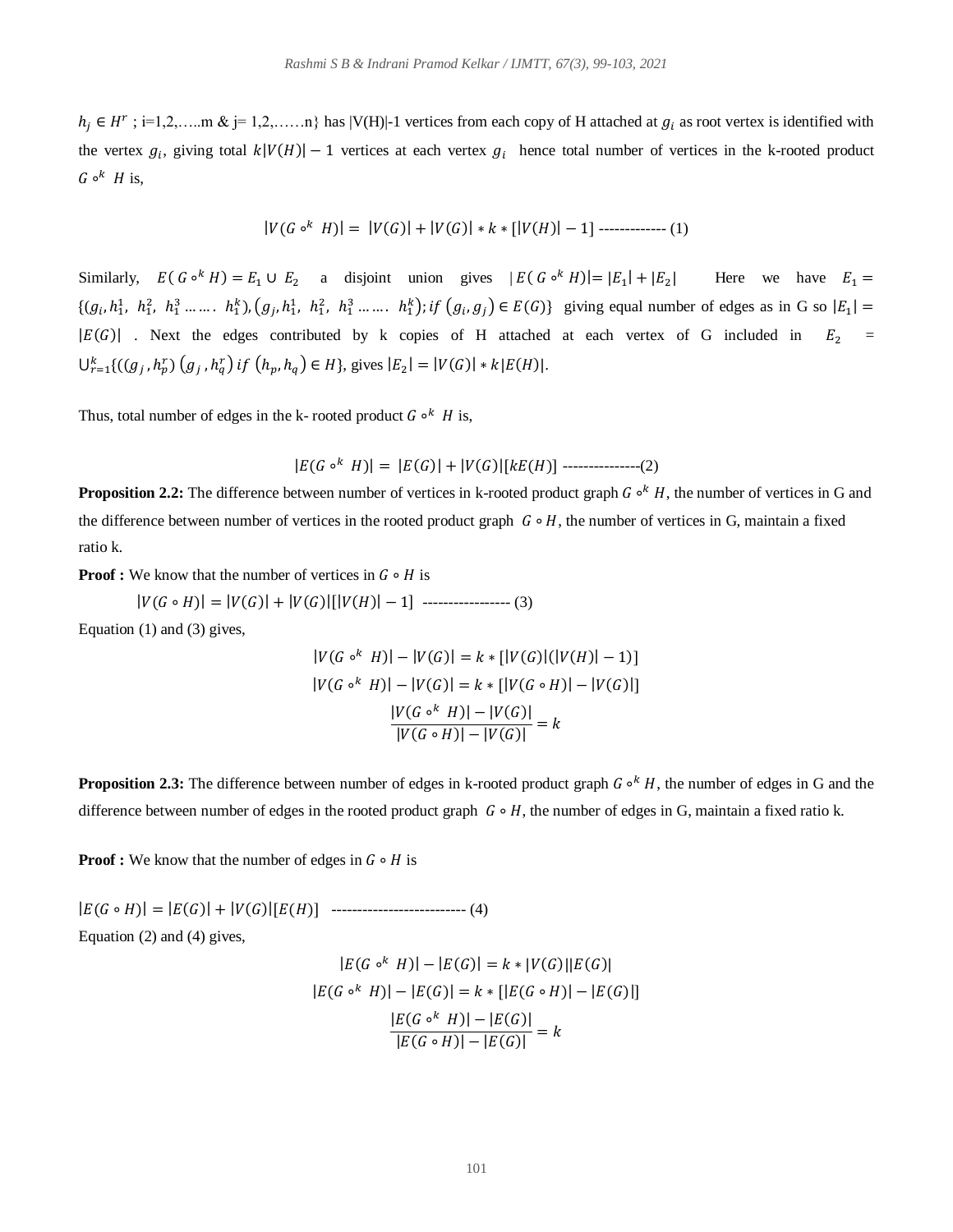$h_j \in H^r$ ; i=1,2,…..m & j= 1,2,……n} has |V(H)|-1 vertices from each copy of H attached at $g_i$ as root vertex is identified with the vertex $g_i$, giving total $k|V(H)| - 1$ vertices at each vertex $g_i$ hence total number of vertices in the k-rooted product $G \circ^k H$ is,

$$|V(G \circ^k H)| = |V(G)| + |V(G)| * k * [|V(H)| - 1] \text{ ------------- } (1)$$

Similarly, $E(G \circ^k H) = E_1 \cup E_2$ a disjoint union gives $|E(G \circ^k H)| = |E_1| + |E_2|$ Here we have $E_1 = \{(g_i, h_1^1, h_1^2, h_1^3 \ldots\ldots h_1^k), (g_j, h_1^1, h_1^2, h_1^3 \ldots\ldots h_1^k); if\ (g_i, g_j) \in E(G)\}$ giving equal number of edges as in G so $|E_1| = |E(G)|$ . Next the edges contributed by k copies of H attached at each vertex of G included in $E_2 = \bigcup_{r=1}^{k}\{((g_j, h_p^r)(g_j, h_q^r)\ if\ (h_p, h_q) \in H\}$, gives $|E_2| = |V(G)| * k|E(H)|$.

Thus, total number of edges in the k- rooted product $G \circ^k H$ is,

$$|E(G \circ^k H)| = |E(G)| + |V(G)|[kE(H)] \text{ ---------------}(2)$$

**Proposition 2.2:** The difference between number of vertices in k-rooted product graph $G \circ^k H$, the number of vertices in G and the difference between number of vertices in the rooted product graph $G \circ H$, the number of vertices in G, maintain a fixed ratio k.

**Proof :** We know that the number of vertices in $G \circ H$ is

$$|V(G \circ H)| = |V(G)| + |V(G)|[|V(H)| - 1] \text{ ----------------- } (3)$$

Equation (1) and (3) gives,

$$|V(G \circ^k H)| - |V(G)| = k * [|V(G)|(|V(H)| - 1)]$$

$$|V(G \circ^k H)| - |V(G)| = k * [|V(G \circ H)| - |V(G)|]$$

$$\frac{|V(G \circ^k H)| - |V(G)|}{|V(G \circ H)| - |V(G)|} = k$$

**Proposition 2.3:** The difference between number of edges in k-rooted product graph $G \circ^k H$, the number of edges in G and the difference between number of edges in the rooted product graph $G \circ H$, the number of edges in G, maintain a fixed ratio k.

**Proof :** We know that the number of edges in $G \circ H$ is

$$|E(G \circ H)| = |E(G)| + |V(G)|[E(H)] \text{ -------------------------- } (4)$$

Equation (2) and (4) gives,

$$|E(G \circ^k H)| - |E(G)| = k * |V(G)||E(G)|$$

$$|E(G \circ^k H)| - |E(G)| = k * [|E(G \circ H)| - |E(G)|]$$

$$\frac{|E(G \circ^k H)| - |E(G)|}{|E(G \circ H)| - |E(G)|} = k$$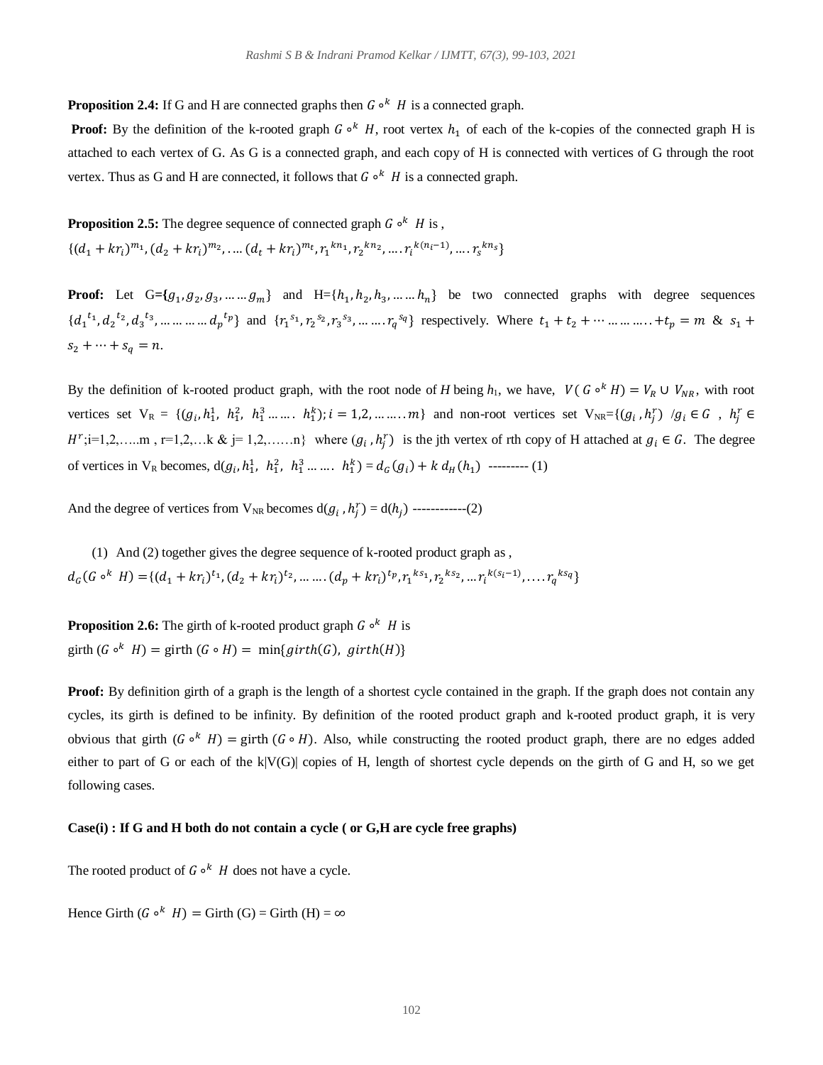**Proposition 2.4:** If G and H are connected graphs then $G \circ^k H$ is a connected graph.

**Proof:** By the definition of the k-rooted graph $G \circ^k H$, root vertex $h_1$ of each of the k-copies of the connected graph H is attached to each vertex of G. As G is a connected graph, and each copy of H is connected with vertices of G through the root vertex. Thus as G and H are connected, it follows that $G \circ^k H$ is a connected graph.

**Proposition 2.5:** The degree sequence of connected graph $G \circ^k H$ is ,

$\{(d_1 + kr_i)^{m_1}, (d_2 + kr_i)^{m_2}, \ldots. (d_t + kr_i)^{m_t}, {r_1}^{kn_1}, {r_2}^{kn_2}, \ldots. {r_i}^{k(n_i-1)}, \ldots. {r_s}^{kn_s}\}$

**Proof:** Let G=$\{g_1, g_2, g_3, \ldots \ldots g_m\}$ and H=$\{h_1, h_2, h_3, \ldots \ldots h_n\}$ be two connected graphs with degree sequences $\{{d_1}^{t_1}, {d_2}^{t_2}, {d_3}^{t_3}, \ldots \ldots \ldots \ldots {d_p}^{t_p}\}$ and $\{{r_1}^{s_1}, {r_2}^{s_2}, {r_3}^{s_3}, \ldots \ldots . {r_q}^{s_q}\}$ respectively. Where $t_1 + t_2 + \cdots \ldots \ldots \ldots .. + t_p = m$ & $s_1 + s_2 + \cdots + s_q = n$.

By the definition of k-rooted product graph, with the root node of $H$ being $h_1$, we have, $V(G \circ^k H) = V_R \cup V_{NR}$, with root vertices set $V_R$ = $\{(g_i, h_1^1,\ h_1^2,\ h_1^3 \ldots \ldots .\ h_1^k); i = 1,2, \ldots \ldots . m\}$ and non-root vertices set $V_{NR}$=$\{(g_i, h_j^r)\ /g_i \in G\ ,\ h_j^r \in H^r$;i=1,2,…..m , r=1,2,…k & j= 1,2,……n$\}$ where $(g_i, h_j^r)$ is the jth vertex of rth copy of H attached at $g_i \in G$. The degree of vertices in $V_R$ becomes, d$(g_i, h_1^1,\ h_1^2,\ h_1^3 \ldots \ldots .\ h_1^k)$ = $d_G(g_i) + k\ d_H(h_1)$ --------- (1)

And the degree of vertices from $V_{NR}$ becomes d$(g_i, h_j^r)$ = d$(h_j)$ ------------(2)

(1) And (2) together gives the degree sequence of k-rooted product graph as ,

$d_G(G \circ^k H)$ =$\{(d_1 + kr_i)^{t_1}, (d_2 + kr_i)^{t_2}, \ldots \ldots . (d_p + kr_i)^{t_p}, {r_1}^{ks_1}, {r_2}^{ks_2}, \ldots {r_i}^{k(s_i-1)}, \ldots . {r_q}^{ks_q}\}$

**Proposition 2.6:** The girth of k-rooted product graph $G \circ^k H$ is

girth $(G \circ^k H) =$ girth $(G \circ H) = \min\{girth(G),\ girth(H)\}$

**Proof:** By definition girth of a graph is the length of a shortest cycle contained in the graph. If the graph does not contain any cycles, its girth is defined to be infinity. By definition of the rooted product graph and k-rooted product graph, it is very obvious that girth $(G \circ^k H) =$ girth $(G \circ H)$. Also, while constructing the rooted product graph, there are no edges added either to part of G or each of the k|V(G)| copies of H, length of shortest cycle depends on the girth of G and H, so we get following cases.

**Case(i) : If G and H both do not contain a cycle ( or G,H are cycle free graphs)**

The rooted product of $G \circ^k H$ does not have a cycle.

Hence Girth $(G \circ^k H)$ = Girth (G) = Girth (H) = $\infty$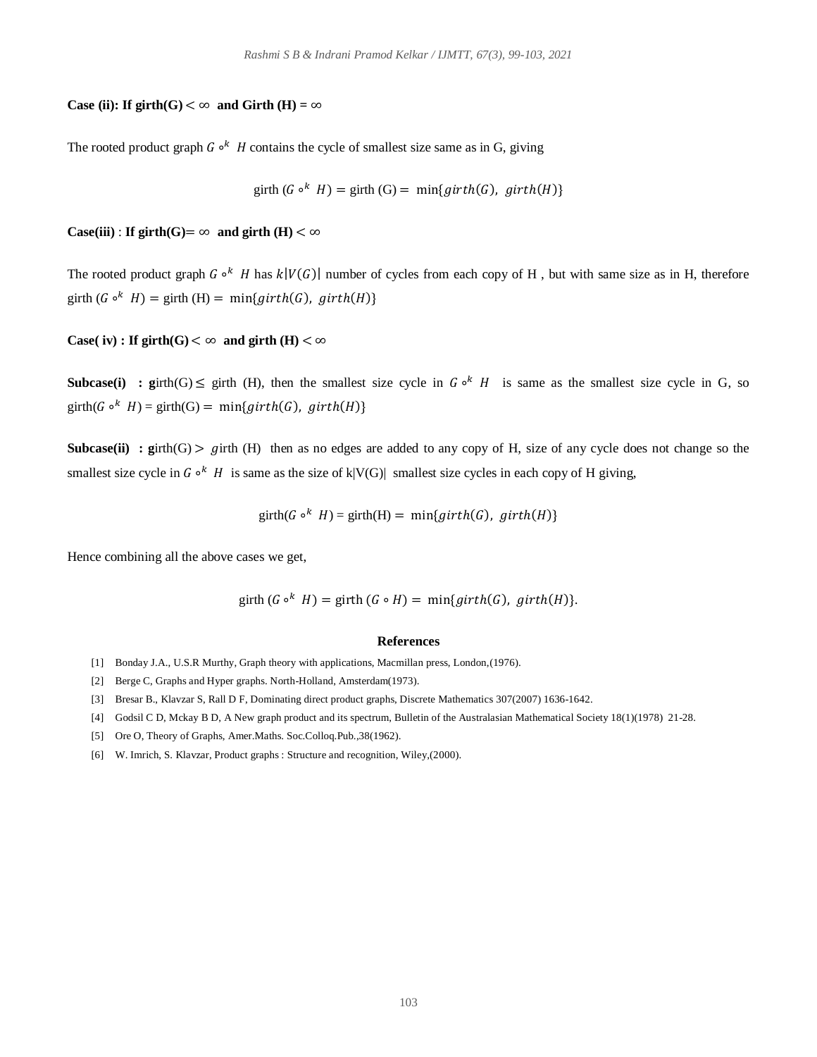**Case (ii): If girth(G) $< \infty$ and Girth (H) = $\infty$**

The rooted product graph $G \circ^k H$ contains the cycle of smallest size same as in G, giving

$$\text{girth } (G \circ^k H) = \text{girth (G)} = \min\{girth(G),\ girth(H)\}$$

**Case(iii)** : **If girth(G)= $\infty$ and girth (H) $< \infty$**

The rooted product graph $G \circ^k H$ has $k|V(G)|$ number of cycles from each copy of H , but with same size as in H, therefore girth $(G \circ^k H) =$ girth (H) $= \min\{girth(G),\ girth(H)\}$

**Case( iv) : If girth(G) $< \infty$ and girth (H) $< \infty$**

**Subcase(i) : g**irth(G) $\leq$ girth (H), then the smallest size cycle in $G \circ^k H$ is same as the smallest size cycle in G, so girth($G \circ^k H$) = girth(G) $= \min\{girth(G),\ girth(H)\}$

**Subcase(ii) : g**irth(G) $>$ $g$irth (H) then as no edges are added to any copy of H, size of any cycle does not change so the smallest size cycle in $G \circ^k H$ is same as the size of k|V(G)| smallest size cycles in each copy of H giving,

$$\text{girth}(G \circ^k H) = \text{girth(H)} = \min\{girth(G),\ girth(H)\}$$

Hence combining all the above cases we get,

$$\text{girth } (G \circ^k H) = \text{girth } (G \circ H) = \min\{girth(G),\ girth(H)\}.$$

## References

[1] Bonday J.A., U.S.R Murthy, Graph theory with applications, Macmillan press, London,(1976).

[2] Berge C, Graphs and Hyper graphs. North-Holland, Amsterdam(1973).

[3] Bresar B., Klavzar S, Rall D F, Dominating direct product graphs, Discrete Mathematics 307(2007) 1636-1642.

[4] Godsil C D, Mckay B D, A New graph product and its spectrum, Bulletin of the Australasian Mathematical Society 18(1)(1978) 21-28.

[5] Ore O, Theory of Graphs, Amer.Maths. Soc.Colloq.Pub.,38(1962).

[6] W. Imrich, S. Klavzar, Product graphs : Structure and recognition, Wiley,(2000).